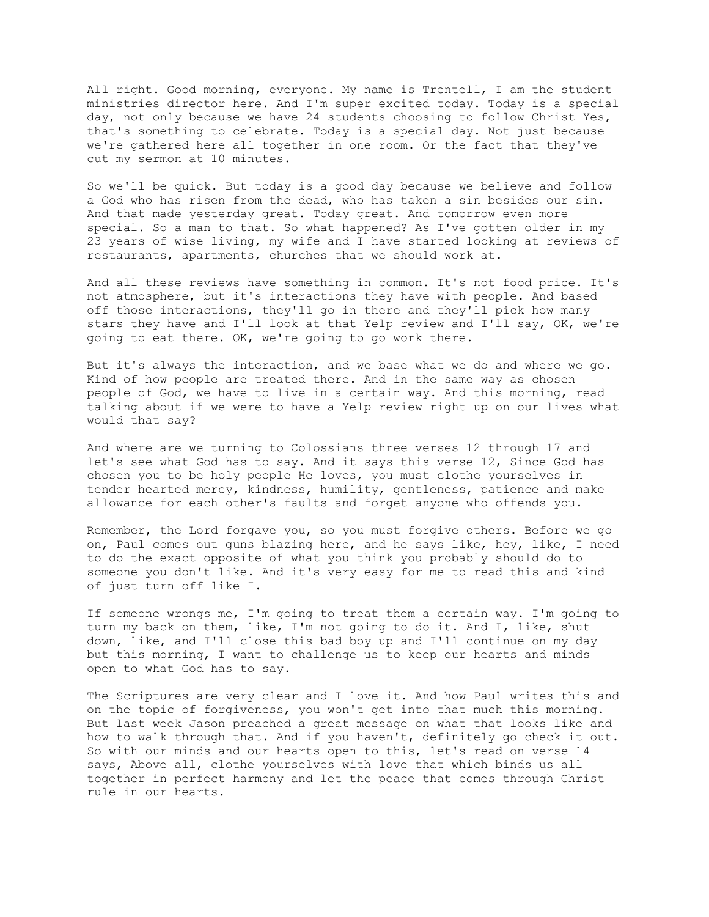All right. Good morning, everyone. My name is Trentell, I am the student ministries director here. And I'm super excited today. Today is a special day, not only because we have 24 students choosing to follow Christ Yes, that's something to celebrate. Today is a special day. Not just because we're gathered here all together in one room. Or the fact that they've cut my sermon at 10 minutes.

So we'll be quick. But today is a good day because we believe and follow a God who has risen from the dead, who has taken a sin besides our sin. And that made yesterday great. Today great. And tomorrow even more special. So a man to that. So what happened? As I've gotten older in my 23 years of wise living, my wife and I have started looking at reviews of restaurants, apartments, churches that we should work at.

And all these reviews have something in common. It's not food price. It's not atmosphere, but it's interactions they have with people. And based off those interactions, they'll go in there and they'll pick how many stars they have and I'll look at that Yelp review and I'll say, OK, we're going to eat there. OK, we're going to go work there.

But it's always the interaction, and we base what we do and where we go. Kind of how people are treated there. And in the same way as chosen people of God, we have to live in a certain way. And this morning, read talking about if we were to have a Yelp review right up on our lives what would that say?

And where are we turning to Colossians three verses 12 through 17 and let's see what God has to say. And it says this verse 12, Since God has chosen you to be holy people He loves, you must clothe yourselves in tender hearted mercy, kindness, humility, gentleness, patience and make allowance for each other's faults and forget anyone who offends you.

Remember, the Lord forgave you, so you must forgive others. Before we go on, Paul comes out guns blazing here, and he says like, hey, like, I need to do the exact opposite of what you think you probably should do to someone you don't like. And it's very easy for me to read this and kind of just turn off like I.

If someone wrongs me, I'm going to treat them a certain way. I'm going to turn my back on them, like, I'm not going to do it. And I, like, shut down, like, and I'll close this bad boy up and I'll continue on my day but this morning, I want to challenge us to keep our hearts and minds open to what God has to say.

The Scriptures are very clear and I love it. And how Paul writes this and on the topic of forgiveness, you won't get into that much this morning. But last week Jason preached a great message on what that looks like and how to walk through that. And if you haven't, definitely go check it out. So with our minds and our hearts open to this, let's read on verse 14 says, Above all, clothe yourselves with love that which binds us all together in perfect harmony and let the peace that comes through Christ rule in our hearts.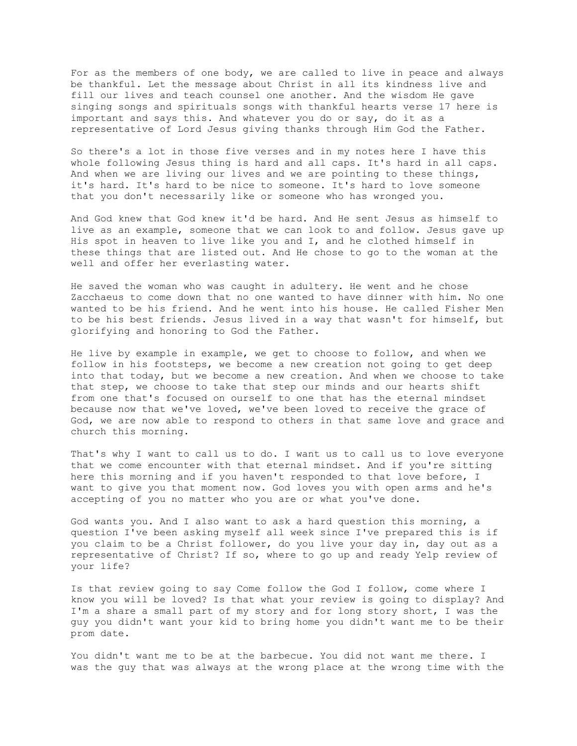For as the members of one body, we are called to live in peace and always be thankful. Let the message about Christ in all its kindness live and fill our lives and teach counsel one another. And the wisdom He gave singing songs and spirituals songs with thankful hearts verse 17 here is important and says this. And whatever you do or say, do it as a representative of Lord Jesus giving thanks through Him God the Father.

So there's a lot in those five verses and in my notes here I have this whole following Jesus thing is hard and all caps. It's hard in all caps. And when we are living our lives and we are pointing to these things, it's hard. It's hard to be nice to someone. It's hard to love someone that you don't necessarily like or someone who has wronged you.

And God knew that God knew it'd be hard. And He sent Jesus as himself to live as an example, someone that we can look to and follow. Jesus gave up His spot in heaven to live like you and I, and he clothed himself in these things that are listed out. And He chose to go to the woman at the well and offer her everlasting water.

He saved the woman who was caught in adultery. He went and he chose Zacchaeus to come down that no one wanted to have dinner with him. No one wanted to be his friend. And he went into his house. He called Fisher Men to be his best friends. Jesus lived in a way that wasn't for himself, but glorifying and honoring to God the Father.

He live by example in example, we get to choose to follow, and when we follow in his footsteps, we become a new creation not going to get deep into that today, but we become a new creation. And when we choose to take that step, we choose to take that step our minds and our hearts shift from one that's focused on ourself to one that has the eternal mindset because now that we've loved, we've been loved to receive the grace of God, we are now able to respond to others in that same love and grace and church this morning.

That's why I want to call us to do. I want us to call us to love everyone that we come encounter with that eternal mindset. And if you're sitting here this morning and if you haven't responded to that love before, I want to give you that moment now. God loves you with open arms and he's accepting of you no matter who you are or what you've done.

God wants you. And I also want to ask a hard question this morning, a question I've been asking myself all week since I've prepared this is if you claim to be a Christ follower, do you live your day in, day out as a representative of Christ? If so, where to go up and ready Yelp review of your life?

Is that review going to say Come follow the God I follow, come where I know you will be loved? Is that what your review is going to display? And I'm a share a small part of my story and for long story short, I was the guy you didn't want your kid to bring home you didn't want me to be their prom date.

You didn't want me to be at the barbecue. You did not want me there. I was the guy that was always at the wrong place at the wrong time with the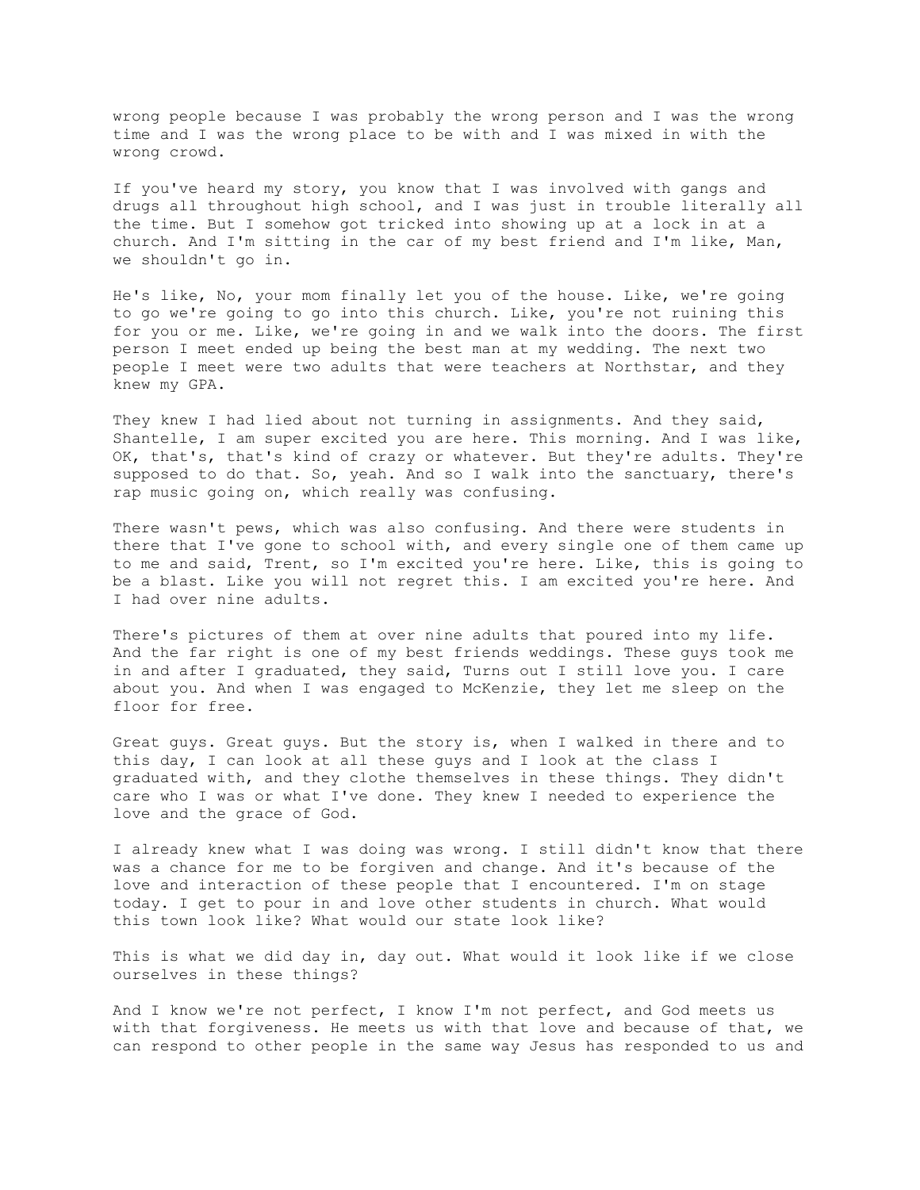wrong people because I was probably the wrong person and I was the wrong time and I was the wrong place to be with and I was mixed in with the wrong crowd.

If you've heard my story, you know that I was involved with gangs and drugs all throughout high school, and I was just in trouble literally all the time. But I somehow got tricked into showing up at a lock in at a church. And I'm sitting in the car of my best friend and I'm like, Man, we shouldn't go in.

He's like, No, your mom finally let you of the house. Like, we're going to go we're going to go into this church. Like, you're not ruining this for you or me. Like, we're going in and we walk into the doors. The first person I meet ended up being the best man at my wedding. The next two people I meet were two adults that were teachers at Northstar, and they knew my GPA.

They knew I had lied about not turning in assignments. And they said, Shantelle, I am super excited you are here. This morning. And I was like, OK, that's, that's kind of crazy or whatever. But they're adults. They're supposed to do that. So, yeah. And so I walk into the sanctuary, there's rap music going on, which really was confusing.

There wasn't pews, which was also confusing. And there were students in there that I've gone to school with, and every single one of them came up to me and said, Trent, so I'm excited you're here. Like, this is going to be a blast. Like you will not regret this. I am excited you're here. And I had over nine adults.

There's pictures of them at over nine adults that poured into my life. And the far right is one of my best friends weddings. These guys took me in and after I graduated, they said, Turns out I still love you. I care about you. And when I was engaged to McKenzie, they let me sleep on the floor for free.

Great guys. Great guys. But the story is, when I walked in there and to this day, I can look at all these guys and I look at the class I graduated with, and they clothe themselves in these things. They didn't care who I was or what I've done. They knew I needed to experience the love and the grace of God.

I already knew what I was doing was wrong. I still didn't know that there was a chance for me to be forgiven and change. And it's because of the love and interaction of these people that I encountered. I'm on stage today. I get to pour in and love other students in church. What would this town look like? What would our state look like?

This is what we did day in, day out. What would it look like if we close ourselves in these things?

And I know we're not perfect, I know I'm not perfect, and God meets us with that forgiveness. He meets us with that love and because of that, we can respond to other people in the same way Jesus has responded to us and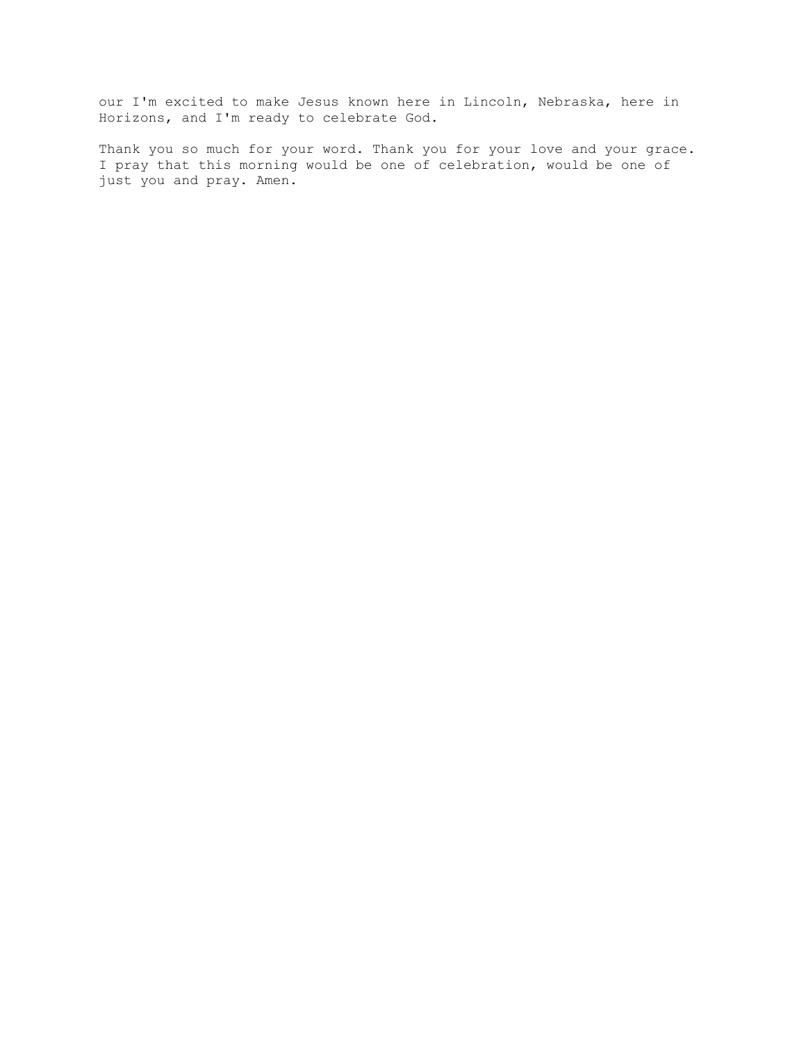our I'm excited to make Jesus known here in Lincoln, Nebraska, here in Horizons, and I'm ready to celebrate God.

Thank you so much for your word. Thank you for your love and your grace. I pray that this morning would be one of celebration, would be one of just you and pray. Amen.